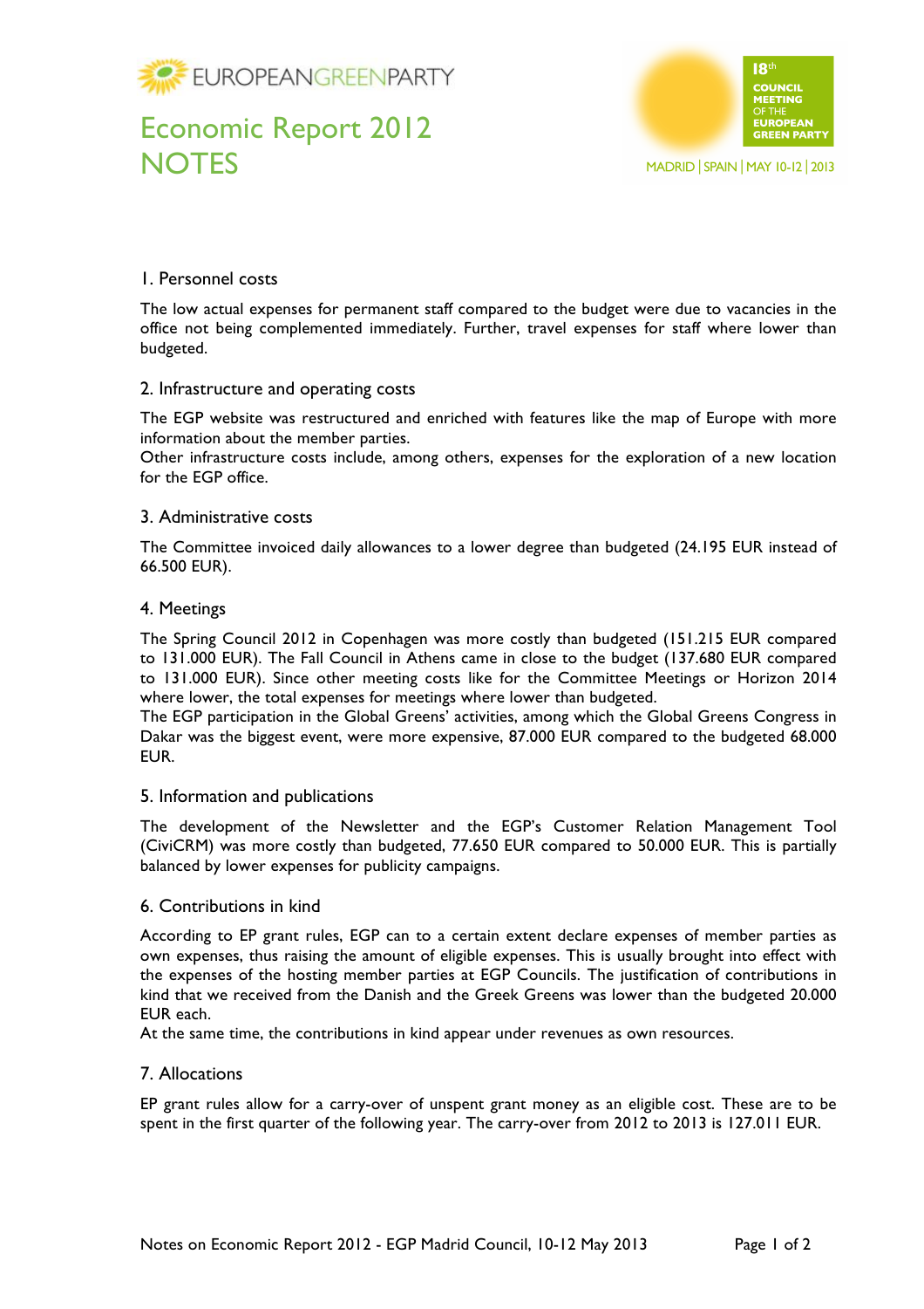EUROPEANGREENPARTY

# Economic Report 2012 NOTES

18th COUNCIL MEETING OF THE EUROPEAN GREEN PARTY

MADRID | SPAIN | MAY 10-12 | 2013

## 1. Personnel costs

The low actual expenses for permanent staff compared to the budget were due to vacancies in the office not being complemented immediately. Further, travel expenses for staff where lower than budgeted.

## 2. Infrastructure and operating costs

The EGP website was restructured and enriched with features like the map of Europe with more information about the member parties.
Other infrastructure costs include, among others, expenses for the exploration of a new location for the EGP office.

## 3. Administrative costs

The Committee invoiced daily allowances to a lower degree than budgeted (24.195 EUR instead of 66.500 EUR).

## 4. Meetings

The Spring Council 2012 in Copenhagen was more costly than budgeted (151.215 EUR compared to 131.000 EUR). The Fall Council in Athens came in close to the budget (137.680 EUR compared to 131.000 EUR). Since other meeting costs like for the Committee Meetings or Horizon 2014 where lower, the total expenses for meetings where lower than budgeted.
The EGP participation in the Global Greens' activities, among which the Global Greens Congress in Dakar was the biggest event, were more expensive, 87.000 EUR compared to the budgeted 68.000 EUR.

## 5. Information and publications

The development of the Newsletter and the EGP's Customer Relation Management Tool (CiviCRM) was more costly than budgeted, 77.650 EUR compared to 50.000 EUR. This is partially balanced by lower expenses for publicity campaigns.

## 6. Contributions in kind

According to EP grant rules, EGP can to a certain extent declare expenses of member parties as own expenses, thus raising the amount of eligible expenses. This is usually brought into effect with the expenses of the hosting member parties at EGP Councils. The justification of contributions in kind that we received from the Danish and the Greek Greens was lower than the budgeted 20.000 EUR each.
At the same time, the contributions in kind appear under revenues as own resources.

## 7. Allocations

EP grant rules allow for a carry-over of unspent grant money as an eligible cost. These are to be spent in the first quarter of the following year. The carry-over from 2012 to 2013 is 127.011 EUR.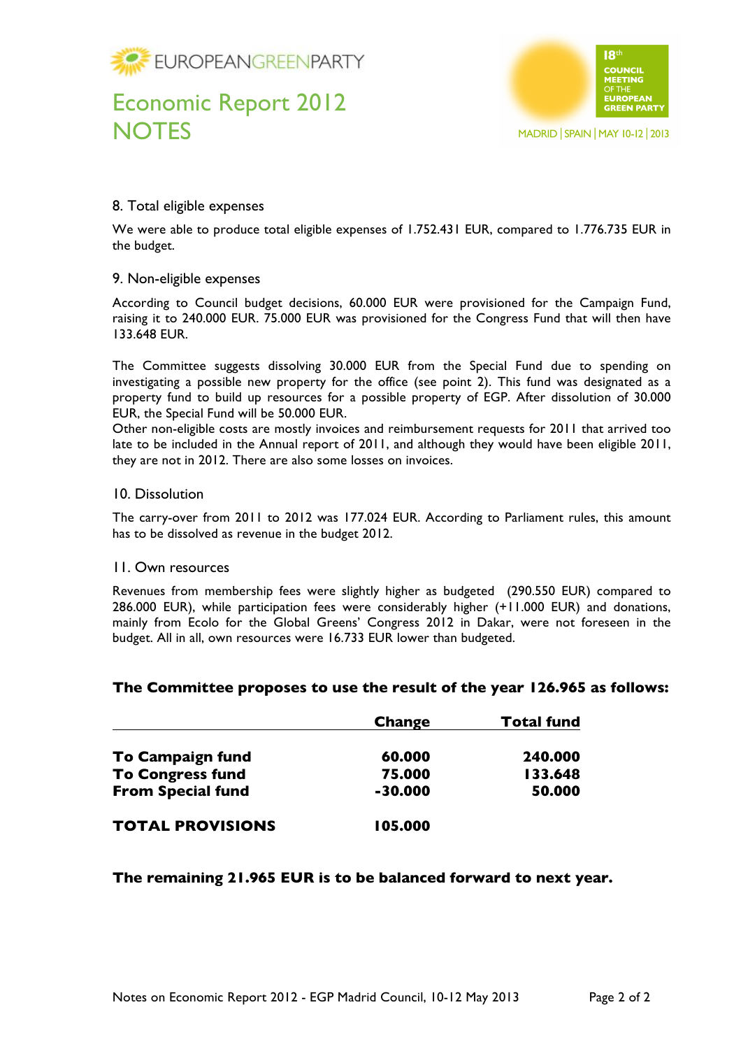# Economic Report 2012 NOTES

### 8. Total eligible expenses

We were able to produce total eligible expenses of 1.752.431 EUR, compared to 1.776.735 EUR in the budget.

### 9. Non-eligible expenses

According to Council budget decisions, 60.000 EUR were provisioned for the Campaign Fund, raising it to 240.000 EUR. 75.000 EUR was provisioned for the Congress Fund that will then have 133.648 EUR.

The Committee suggests dissolving 30.000 EUR from the Special Fund due to spending on investigating a possible new property for the office (see point 2). This fund was designated as a property fund to build up resources for a possible property of EGP. After dissolution of 30.000 EUR, the Special Fund will be 50.000 EUR.
Other non-eligible costs are mostly invoices and reimbursement requests for 2011 that arrived too late to be included in the Annual report of 2011, and although they would have been eligible 2011, they are not in 2012. There are also some losses on invoices.

### 10. Dissolution

The carry-over from 2011 to 2012 was 177.024 EUR. According to Parliament rules, this amount has to be dissolved as revenue in the budget 2012.

### 11. Own resources

Revenues from membership fees were slightly higher as budgeted (290.550 EUR) compared to 286.000 EUR), while participation fees were considerably higher (+11.000 EUR) and donations, mainly from Ecolo for the Global Greens' Congress 2012 in Dakar, were not foreseen in the budget. All in all, own resources were 16.733 EUR lower than budgeted.

**The Committee proposes to use the result of the year 126.965 as follows:**

| | Change | Total fund |
|---|---|---|
| **To Campaign fund** | **60.000** | **240.000** |
| **To Congress fund** | **75.000** | **133.648** |
| **From Special fund** | **-30.000** | **50.000** |
| **TOTAL PROVISIONS** | **105.000** | |

**The remaining 21.965 EUR is to be balanced forward to next year.**